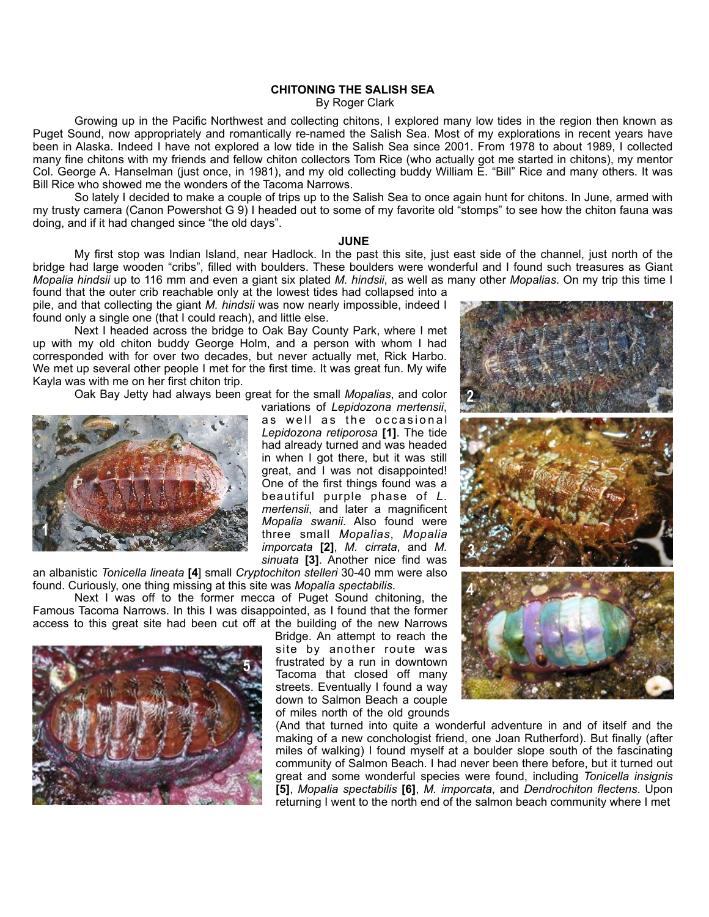**CHITONING THE SALISH SEA**

By Roger Clark

Growing up in the Pacific Northwest and collecting chitons, I explored many low tides in the region then known as Puget Sound, now appropriately and romantically re-named the Salish Sea. Most of my explorations in recent years have been in Alaska. Indeed I have not explored a low tide in the Salish Sea since 2001. From 1978 to about 1989, I collected many fine chitons with my friends and fellow chiton collectors Tom Rice (who actually got me started in chitons), my mentor Col. George A. Hanselman (just once, in 1981), and my old collecting buddy William E. "Bill" Rice and many others. It was Bill Rice who showed me the wonders of the Tacoma Narrows.

So lately I decided to make a couple of trips up to the Salish Sea to once again hunt for chitons. In June, armed with my trusty camera (Canon Powershot G 9) I headed out to some of my favorite old "stomps" to see how the chiton fauna was doing, and if it had changed since "the old days".

**JUNE**

My first stop was Indian Island, near Hadlock. In the past this site, just east side of the channel, just north of the bridge had large wooden "cribs", filled with boulders. These boulders were wonderful and I found such treasures as Giant *Mopalia hindsii* up to 116 mm and even a giant six plated *M. hindsii*, as well as many other *Mopalias*. On my trip this time I found that the outer crib reachable only at the lowest tides had collapsed into a pile, and that collecting the giant *M. hindsii* was now nearly impossible, indeed I found only a single one (that I could reach), and little else.

Next I headed across the bridge to Oak Bay County Park, where I met up with my old chiton buddy George Holm, and a person with whom I had corresponded with for over two decades, but never actually met, Rick Harbo. We met up several other people I met for the first time. It was great fun. My wife Kayla was with me on her first chiton trip.

Oak Bay Jetty had always been great for the small *Mopalias*, and color variations of *Lepidozona mertensii*, as well as the occasional *Lepidozona retiporosa* **[1]**. The tide had already turned and was headed in when I got there, but it was still great, and I was not disappointed! One of the first things found was a beautiful purple phase of *L. mertensii*, and later a magnificent *Mopalia swanii*. Also found were three small *Mopalias*, *Mopalia imporcata* **[2]**, *M. cirrata*, and *M. sinuata* **[3]**. Another nice find was an albanistic *Tonicella lineata* **[4]**] small *Cryptochiton stelleri* 30-40 mm were also found. Curiously, one thing missing at this site was *Mopalia spectabilis*.

Next I was off to the former mecca of Puget Sound chitoning, the Famous Tacoma Narrows. In this I was disappointed, as I found that the former access to this great site had been cut off at the building of the new Narrows Bridge. An attempt to reach the site by another route was frustrated by a run in downtown Tacoma that closed off many streets. Eventually I found a way down to Salmon Beach a couple of miles north of the old grounds (And that turned into quite a wonderful adventure in and of itself and the making of a new conchologist friend, one Joan Rutherford). But finally (after miles of walking) I found myself at a boulder slope south of the fascinating community of Salmon Beach. I had never been there before, but it turned out great and some wonderful species were found, including *Tonicella insignis* **[5]**, *Mopalia spectabilis* **[6]**, *M. imporcata*, and *Dendrochiton flectens*. Upon returning I went to the north end of the salmon beach community where I met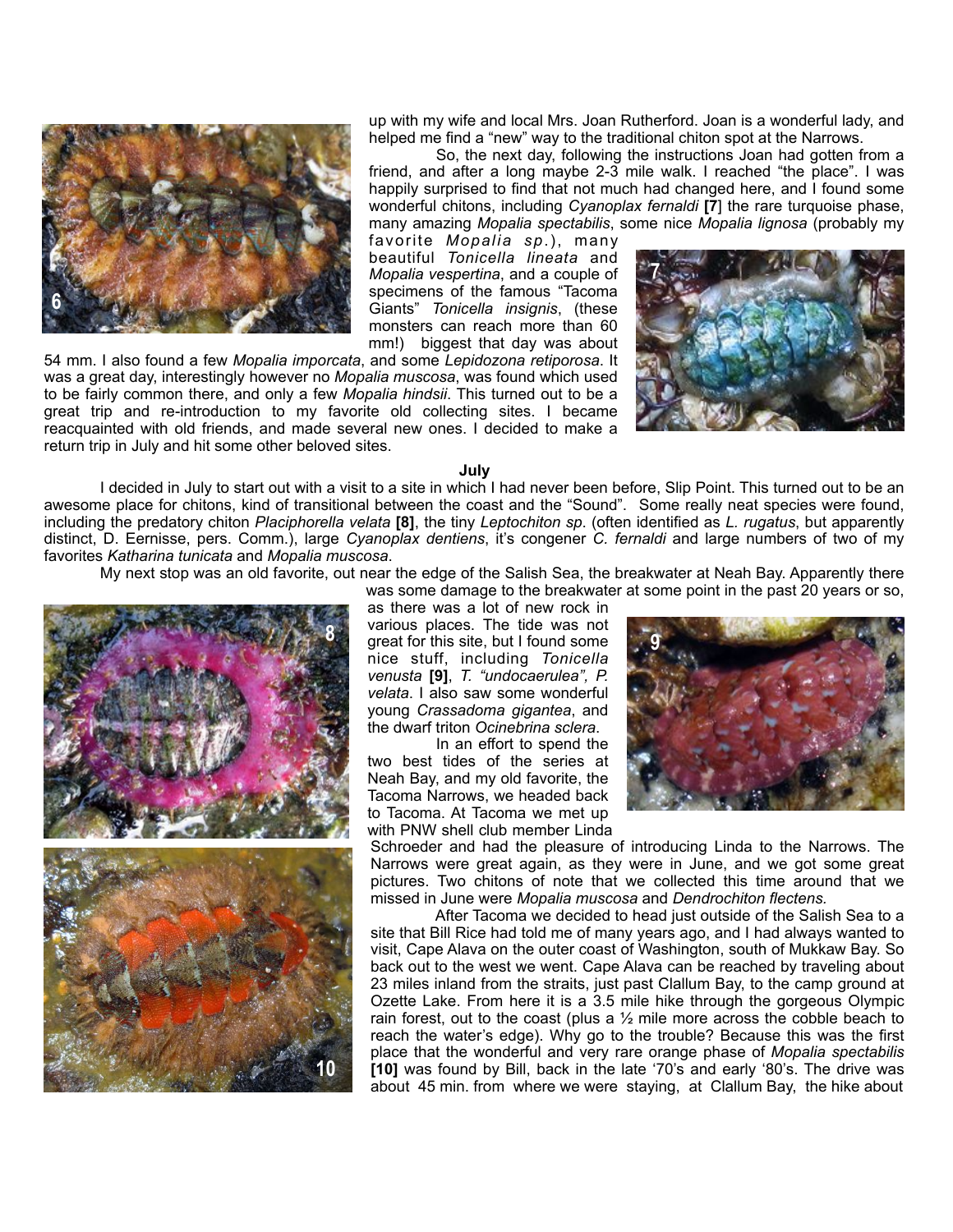up with my wife and local Mrs. Joan Rutherford. Joan is a wonderful lady, and helped me find a "new" way to the traditional chiton spot at the Narrows.

So, the next day, following the instructions Joan had gotten from a friend, and after a long maybe 2-3 mile walk. I reached "the place". I was happily surprised to find that not much had changed here, and I found some wonderful chitons, including *Cyanoplax fernaldi* **[7]** the rare turquoise phase, many amazing *Mopalia spectabilis*, some nice *Mopalia lignosa* (probably my favorite *Mopalia sp.*), many beautiful *Tonicella lineata* and *Mopalia vespertina*, and a couple of specimens of the famous "Tacoma Giants" *Tonicella insignis*, (these monsters can reach more than 60 mm!) biggest that day was about 54 mm. I also found a few *Mopalia imporcata*, and some *Lepidozona retiporosa*. It was a great day, interestingly however no *Mopalia muscosa*, was found which used to be fairly common there, and only a few *Mopalia hindsii*. This turned out to be a great trip and re-introduction to my favorite old collecting sites. I became reacquainted with old friends, and made several new ones. I decided to make a return trip in July and hit some other beloved sites.

**July**

I decided in July to start out with a visit to a site in which I had never been before, Slip Point. This turned out to be an awesome place for chitons, kind of transitional between the coast and the "Sound". Some really neat species were found, including the predatory chiton *Placiphorella velata* **[8]**, the tiny *Leptochiton sp*. (often identified as *L. rugatus*, but apparently distinct, D. Eernisse, pers. Comm.), large *Cyanoplax dentiens*, it's congener *C. fernaldi* and large numbers of two of my favorites *Katharina tunicata* and *Mopalia muscosa*.

My next stop was an old favorite, out near the edge of the Salish Sea, the breakwater at Neah Bay. Apparently there was some damage to the breakwater at some point in the past 20 years or so, as there was a lot of new rock in various places. The tide was not great for this site, but I found some nice stuff, including *Tonicella venusta* **[9]**, *T. "undocaerulea", P. velata*. I also saw some wonderful young *Crassadoma gigantea*, and the dwarf triton *Ocinebrina sclera*.

In an effort to spend the two best tides of the series at Neah Bay, and my old favorite, the Tacoma Narrows, we headed back to Tacoma. At Tacoma we met up with PNW shell club member Linda Schroeder and had the pleasure of introducing Linda to the Narrows. The Narrows were great again, as they were in June, and we got some great pictures. Two chitons of note that we collected this time around that we missed in June were *Mopalia muscosa* and *Dendrochiton flectens.*

After Tacoma we decided to head just outside of the Salish Sea to a site that Bill Rice had told me of many years ago, and I had always wanted to visit, Cape Alava on the outer coast of Washington, south of Mukkaw Bay. So back out to the west we went. Cape Alava can be reached by traveling about 23 miles inland from the straits, just past Clallum Bay, to the camp ground at Ozette Lake. From here it is a 3.5 mile hike through the gorgeous Olympic rain forest, out to the coast (plus a ½ mile more across the cobble beach to reach the water's edge). Why go to the trouble? Because this was the first place that the wonderful and very rare orange phase of *Mopalia spectabilis* **[10]** was found by Bill, back in the late '70's and early '80's. The drive was about 45 min. from where we were staying, at Clallum Bay, the hike about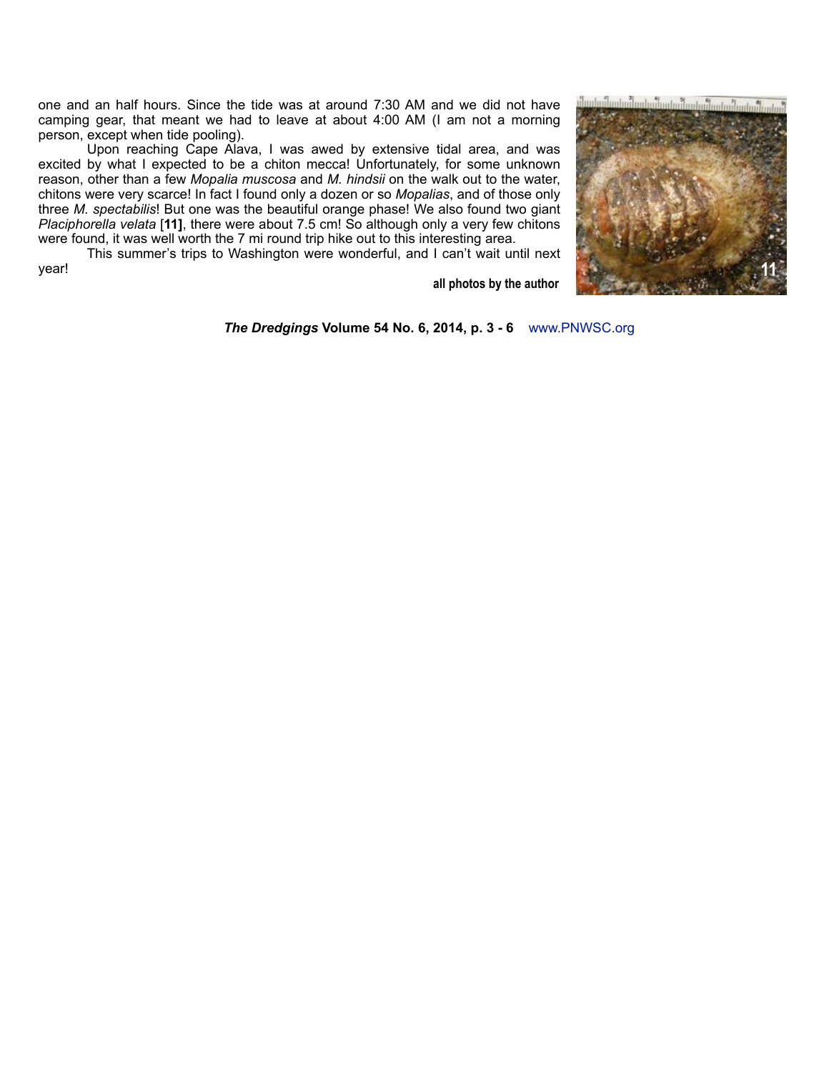one and an half hours. Since the tide was at around 7:30 AM and we did not have camping gear, that meant we had to leave at about 4:00 AM (I am not a morning person, except when tide pooling).

Upon reaching Cape Alava, I was awed by extensive tidal area, and was excited by what I expected to be a chiton mecca! Unfortunately, for some unknown reason, other than a few *Mopalia muscosa* and *M. hindsii* on the walk out to the water, chitons were very scarce! In fact I found only a dozen or so *Mopalias*, and of those only three *M. spectabilis*! But one was the beautiful orange phase! We also found two giant *Placiphorella velata* [**11**], there were about 7.5 cm! So although only a very few chitons were found, it was well worth the 7 mi round trip hike out to this interesting area.

This summer's trips to Washington were wonderful, and I can't wait until next year!

**all photos by the author**

11